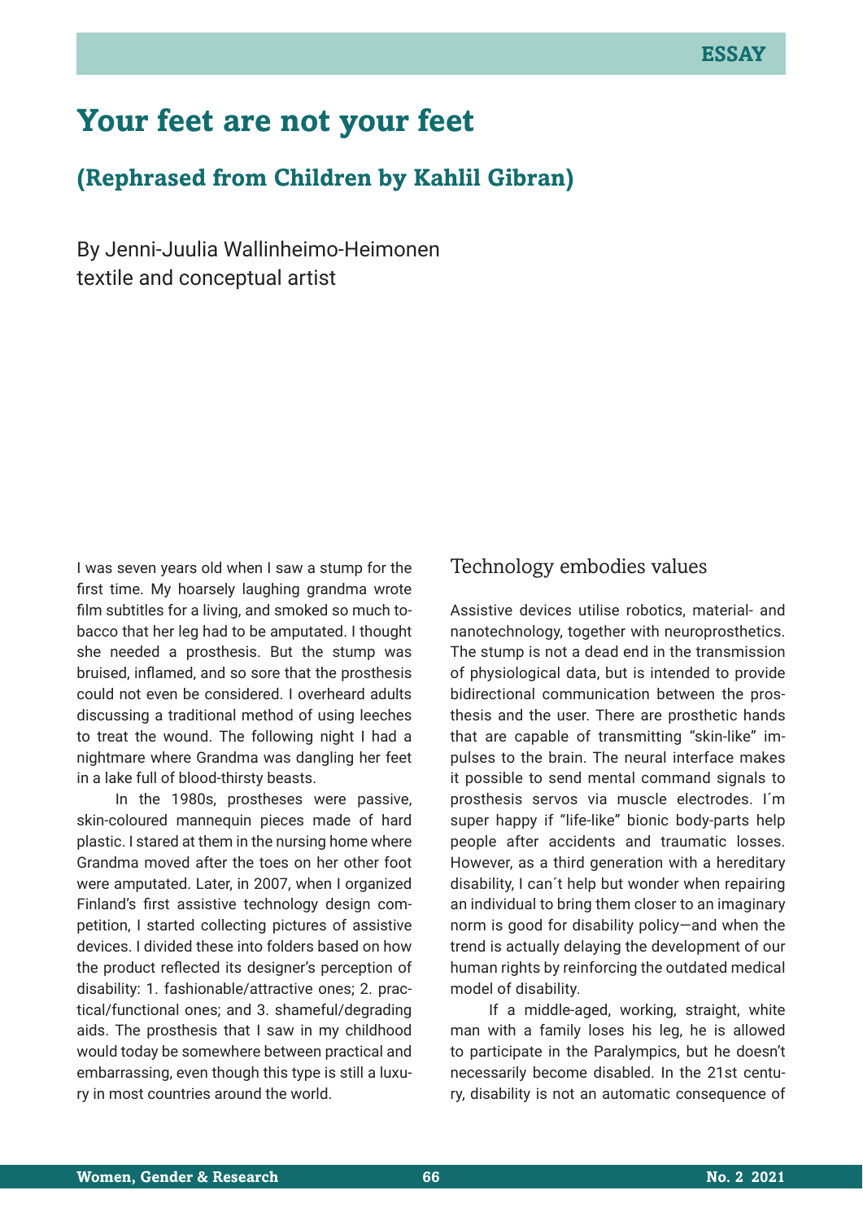ESSAY

# Your feet are not your feet

## (Rephrased from Children by Kahlil Gibran)

By Jenni-Juulia Wallinheimo-Heimonen
textile and conceptual artist

I was seven years old when I saw a stump for the first time. My hoarsely laughing grandma wrote film subtitles for a living, and smoked so much tobacco that her leg had to be amputated. I thought she needed a prosthesis. But the stump was bruised, inflamed, and so sore that the prosthesis could not even be considered. I overheard adults discussing a traditional method of using leeches to treat the wound. The following night I had a nightmare where Grandma was dangling her feet in a lake full of blood-thirsty beasts.

In the 1980s, prostheses were passive, skin-coloured mannequin pieces made of hard plastic. I stared at them in the nursing home where Grandma moved after the toes on her other foot were amputated. Later, in 2007, when I organized Finland's first assistive technology design competition, I started collecting pictures of assistive devices. I divided these into folders based on how the product reflected its designer's perception of disability: 1. fashionable/attractive ones; 2. practical/functional ones; and 3. shameful/degrading aids. The prosthesis that I saw in my childhood would today be somewhere between practical and embarrassing, even though this type is still a luxury in most countries around the world.

### Technology embodies values

Assistive devices utilise robotics, material- and nanotechnology, together with neuroprosthetics. The stump is not a dead end in the transmission of physiological data, but is intended to provide bidirectional communication between the prosthesis and the user. There are prosthetic hands that are capable of transmitting "skin-like" impulses to the brain. The neural interface makes it possible to send mental command signals to prosthesis servos via muscle electrodes. I´m super happy if "life-like" bionic body-parts help people after accidents and traumatic losses. However, as a third generation with a hereditary disability, I can´t help but wonder when repairing an individual to bring them closer to an imaginary norm is good for disability policy—and when the trend is actually delaying the development of our human rights by reinforcing the outdated medical model of disability.

If a middle-aged, working, straight, white man with a family loses his leg, he is allowed to participate in the Paralympics, but he doesn't necessarily become disabled. In the 21st century, disability is not an automatic consequence of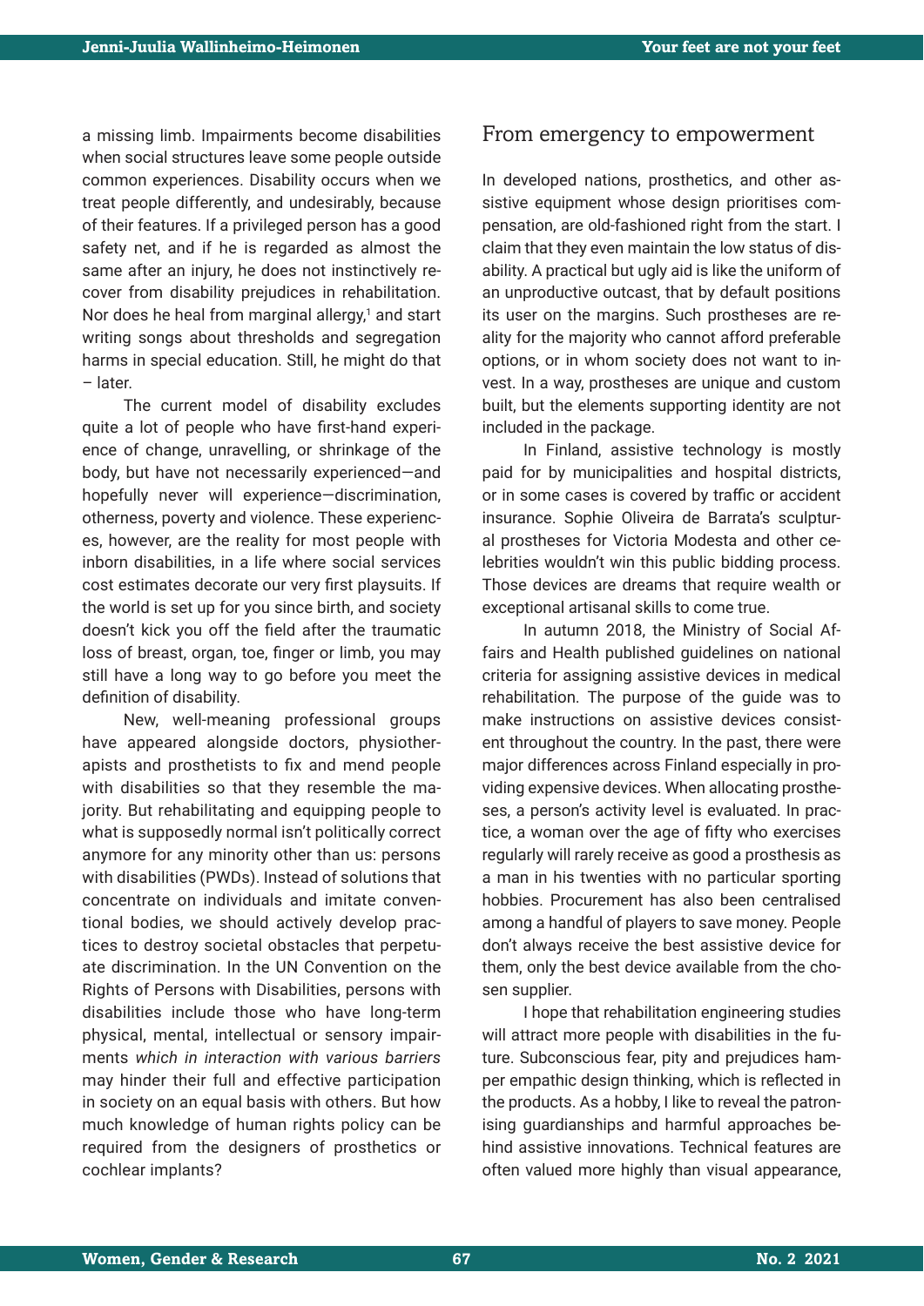a missing limb. Impairments become disabilities when social structures leave some people outside common experiences. Disability occurs when we treat people differently, and undesirably, because of their features. If a privileged person has a good safety net, and if he is regarded as almost the same after an injury, he does not instinctively recover from disability prejudices in rehabilitation. Nor does he heal from marginal allergy,[1] and start writing songs about thresholds and segregation harms in special education. Still, he might do that – later.

The current model of disability excludes quite a lot of people who have first-hand experience of change, unravelling, or shrinkage of the body, but have not necessarily experienced—and hopefully never will experience—discrimination, otherness, poverty and violence. These experiences, however, are the reality for most people with inborn disabilities, in a life where social services cost estimates decorate our very first playsuits. If the world is set up for you since birth, and society doesn't kick you off the field after the traumatic loss of breast, organ, toe, finger or limb, you may still have a long way to go before you meet the definition of disability.

New, well-meaning professional groups have appeared alongside doctors, physiotherapists and prosthetists to fix and mend people with disabilities so that they resemble the majority. But rehabilitating and equipping people to what is supposedly normal isn't politically correct anymore for any minority other than us: persons with disabilities (PWDs). Instead of solutions that concentrate on individuals and imitate conventional bodies, we should actively develop practices to destroy societal obstacles that perpetuate discrimination. In the UN Convention on the Rights of Persons with Disabilities, persons with disabilities include those who have long-term physical, mental, intellectual or sensory impairments *which in interaction with various barriers* may hinder their full and effective participation in society on an equal basis with others. But how much knowledge of human rights policy can be required from the designers of prosthetics or cochlear implants?

## From emergency to empowerment

In developed nations, prosthetics, and other assistive equipment whose design prioritises compensation, are old-fashioned right from the start. I claim that they even maintain the low status of disability. A practical but ugly aid is like the uniform of an unproductive outcast, that by default positions its user on the margins. Such prostheses are reality for the majority who cannot afford preferable options, or in whom society does not want to invest. In a way, prostheses are unique and custom built, but the elements supporting identity are not included in the package.

In Finland, assistive technology is mostly paid for by municipalities and hospital districts, or in some cases is covered by traffic or accident insurance. Sophie Oliveira de Barrata's sculptural prostheses for Victoria Modesta and other celebrities wouldn't win this public bidding process. Those devices are dreams that require wealth or exceptional artisanal skills to come true.

In autumn 2018, the Ministry of Social Affairs and Health published guidelines on national criteria for assigning assistive devices in medical rehabilitation. The purpose of the guide was to make instructions on assistive devices consistent throughout the country. In the past, there were major differences across Finland especially in providing expensive devices. When allocating prostheses, a person's activity level is evaluated. In practice, a woman over the age of fifty who exercises regularly will rarely receive as good a prosthesis as a man in his twenties with no particular sporting hobbies. Procurement has also been centralised among a handful of players to save money. People don't always receive the best assistive device for them, only the best device available from the chosen supplier.

I hope that rehabilitation engineering studies will attract more people with disabilities in the future. Subconscious fear, pity and prejudices hamper empathic design thinking, which is reflected in the products. As a hobby, I like to reveal the patronising guardianships and harmful approaches behind assistive innovations. Technical features are often valued more highly than visual appearance,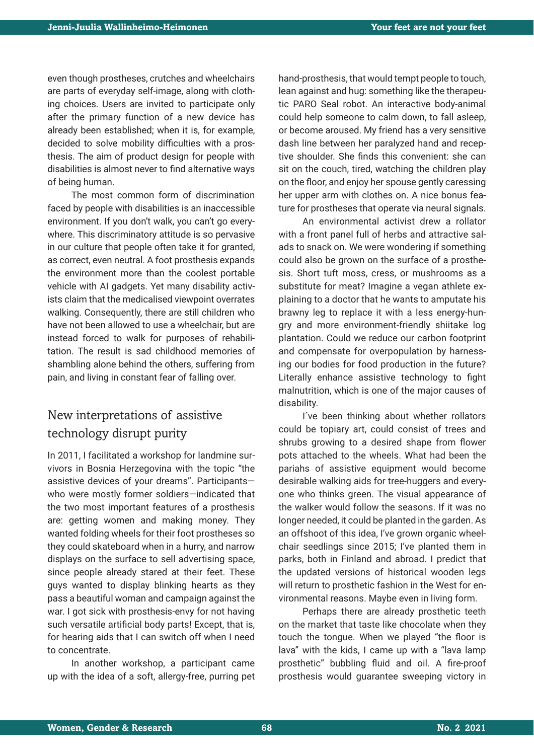even though prostheses, crutches and wheelchairs are parts of everyday self-image, along with clothing choices. Users are invited to participate only after the primary function of a new device has already been established; when it is, for example, decided to solve mobility difficulties with a prosthesis. The aim of product design for people with disabilities is almost never to find alternative ways of being human.

The most common form of discrimination faced by people with disabilities is an inaccessible environment. If you don't walk, you can't go everywhere. This discriminatory attitude is so pervasive in our culture that people often take it for granted, as correct, even neutral. A foot prosthesis expands the environment more than the coolest portable vehicle with AI gadgets. Yet many disability activists claim that the medicalised viewpoint overrates walking. Consequently, there are still children who have not been allowed to use a wheelchair, but are instead forced to walk for purposes of rehabilitation. The result is sad childhood memories of shambling alone behind the others, suffering from pain, and living in constant fear of falling over.

## New interpretations of assistive technology disrupt purity

In 2011, I facilitated a workshop for landmine survivors in Bosnia Herzegovina with the topic "the assistive devices of your dreams". Participants—who were mostly former soldiers—indicated that the two most important features of a prosthesis are: getting women and making money. They wanted folding wheels for their foot prostheses so they could skateboard when in a hurry, and narrow displays on the surface to sell advertising space, since people already stared at their feet. These guys wanted to display blinking hearts as they pass a beautiful woman and campaign against the war. I got sick with prosthesis-envy for not having such versatile artificial body parts! Except, that is, for hearing aids that I can switch off when I need to concentrate.

In another workshop, a participant came up with the idea of a soft, allergy-free, purring pet hand-prosthesis, that would tempt people to touch, lean against and hug: something like the therapeutic PARO Seal robot. An interactive body-animal could help someone to calm down, to fall asleep, or become aroused. My friend has a very sensitive dash line between her paralyzed hand and receptive shoulder. She finds this convenient: she can sit on the couch, tired, watching the children play on the floor, and enjoy her spouse gently caressing her upper arm with clothes on. A nice bonus feature for prostheses that operate via neural signals.

An environmental activist drew a rollator with a front panel full of herbs and attractive salads to snack on. We were wondering if something could also be grown on the surface of a prosthesis. Short tuft moss, cress, or mushrooms as a substitute for meat? Imagine a vegan athlete explaining to a doctor that he wants to amputate his brawny leg to replace it with a less energy-hungry and more environment-friendly shiitake log plantation. Could we reduce our carbon footprint and compensate for overpopulation by harnessing our bodies for food production in the future? Literally enhance assistive technology to fight malnutrition, which is one of the major causes of disability.

I´ve been thinking about whether rollators could be topiary art, could consist of trees and shrubs growing to a desired shape from flower pots attached to the wheels. What had been the pariahs of assistive equipment would become desirable walking aids for tree-huggers and everyone who thinks green. The visual appearance of the walker would follow the seasons. If it was no longer needed, it could be planted in the garden. As an offshoot of this idea, I've grown organic wheelchair seedlings since 2015; I've planted them in parks, both in Finland and abroad. I predict that the updated versions of historical wooden legs will return to prosthetic fashion in the West for environmental reasons. Maybe even in living form.

Perhaps there are already prosthetic teeth on the market that taste like chocolate when they touch the tongue. When we played "the floor is lava" with the kids, I came up with a "lava lamp prosthetic" bubbling fluid and oil. A fire-proof prosthesis would guarantee sweeping victory in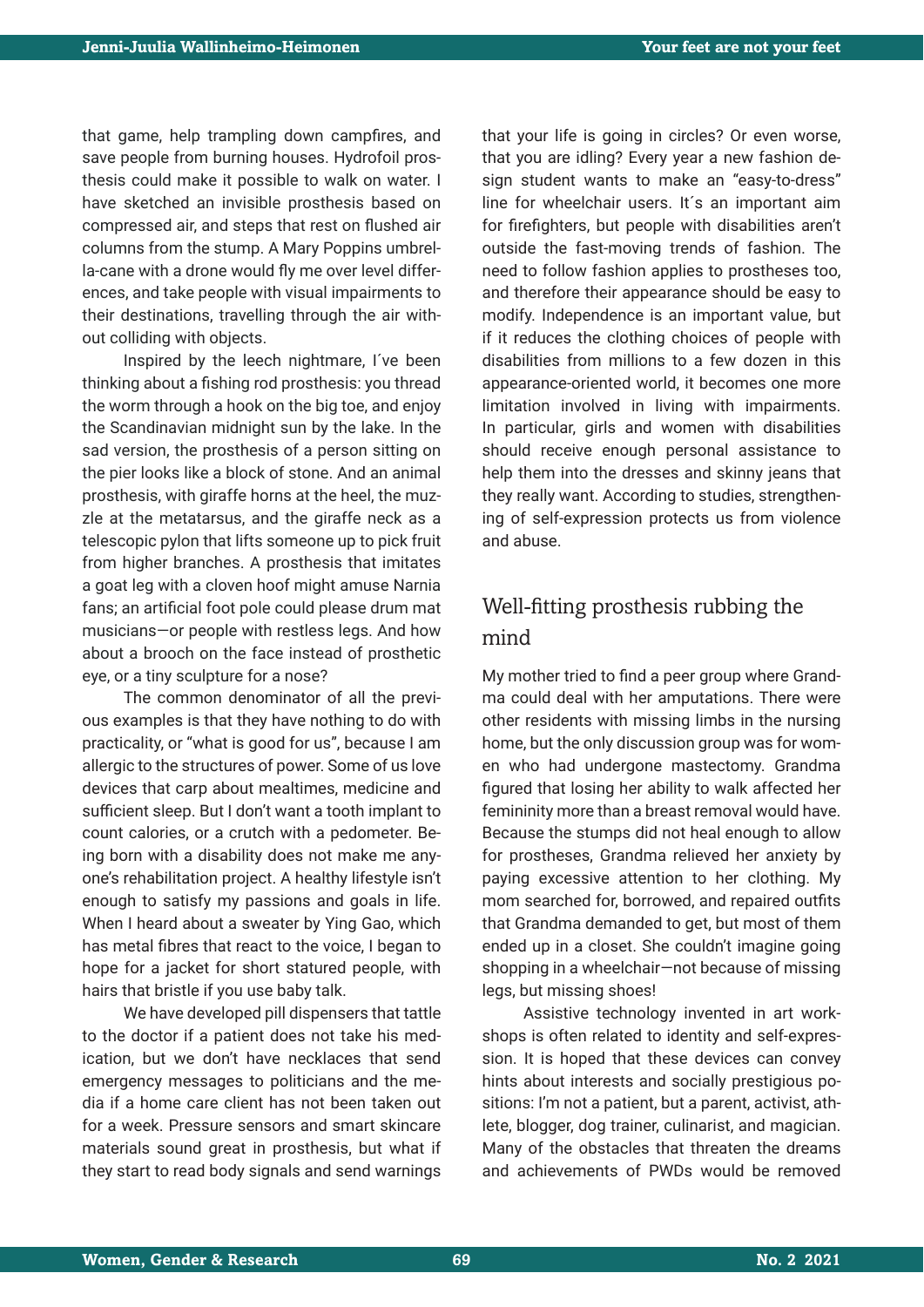that game, help trampling down campfires, and save people from burning houses. Hydrofoil prosthesis could make it possible to walk on water. I have sketched an invisible prosthesis based on compressed air, and steps that rest on flushed air columns from the stump. A Mary Poppins umbrella-cane with a drone would fly me over level differences, and take people with visual impairments to their destinations, travelling through the air without colliding with objects.

Inspired by the leech nightmare, I´ve been thinking about a fishing rod prosthesis: you thread the worm through a hook on the big toe, and enjoy the Scandinavian midnight sun by the lake. In the sad version, the prosthesis of a person sitting on the pier looks like a block of stone. And an animal prosthesis, with giraffe horns at the heel, the muzzle at the metatarsus, and the giraffe neck as a telescopic pylon that lifts someone up to pick fruit from higher branches. A prosthesis that imitates a goat leg with a cloven hoof might amuse Narnia fans; an artificial foot pole could please drum mat musicians—or people with restless legs. And how about a brooch on the face instead of prosthetic eye, or a tiny sculpture for a nose?

The common denominator of all the previous examples is that they have nothing to do with practicality, or "what is good for us", because I am allergic to the structures of power. Some of us love devices that carp about mealtimes, medicine and sufficient sleep. But I don't want a tooth implant to count calories, or a crutch with a pedometer. Being born with a disability does not make me anyone's rehabilitation project. A healthy lifestyle isn't enough to satisfy my passions and goals in life. When I heard about a sweater by Ying Gao, which has metal fibres that react to the voice, I began to hope for a jacket for short statured people, with hairs that bristle if you use baby talk.

We have developed pill dispensers that tattle to the doctor if a patient does not take his medication, but we don't have necklaces that send emergency messages to politicians and the media if a home care client has not been taken out for a week. Pressure sensors and smart skincare materials sound great in prosthesis, but what if they start to read body signals and send warnings that your life is going in circles? Or even worse, that you are idling? Every year a new fashion design student wants to make an "easy-to-dress" line for wheelchair users. It´s an important aim for firefighters, but people with disabilities aren't outside the fast-moving trends of fashion. The need to follow fashion applies to prostheses too, and therefore their appearance should be easy to modify. Independence is an important value, but if it reduces the clothing choices of people with disabilities from millions to a few dozen in this appearance-oriented world, it becomes one more limitation involved in living with impairments. In particular, girls and women with disabilities should receive enough personal assistance to help them into the dresses and skinny jeans that they really want. According to studies, strengthening of self-expression protects us from violence and abuse.

## Well-fitting prosthesis rubbing the mind

My mother tried to find a peer group where Grandma could deal with her amputations. There were other residents with missing limbs in the nursing home, but the only discussion group was for women who had undergone mastectomy. Grandma figured that losing her ability to walk affected her femininity more than a breast removal would have. Because the stumps did not heal enough to allow for prostheses, Grandma relieved her anxiety by paying excessive attention to her clothing. My mom searched for, borrowed, and repaired outfits that Grandma demanded to get, but most of them ended up in a closet. She couldn't imagine going shopping in a wheelchair—not because of missing legs, but missing shoes!

Assistive technology invented in art workshops is often related to identity and self-expression. It is hoped that these devices can convey hints about interests and socially prestigious positions: I'm not a patient, but a parent, activist, athlete, blogger, dog trainer, culinarist, and magician. Many of the obstacles that threaten the dreams and achievements of PWDs would be removed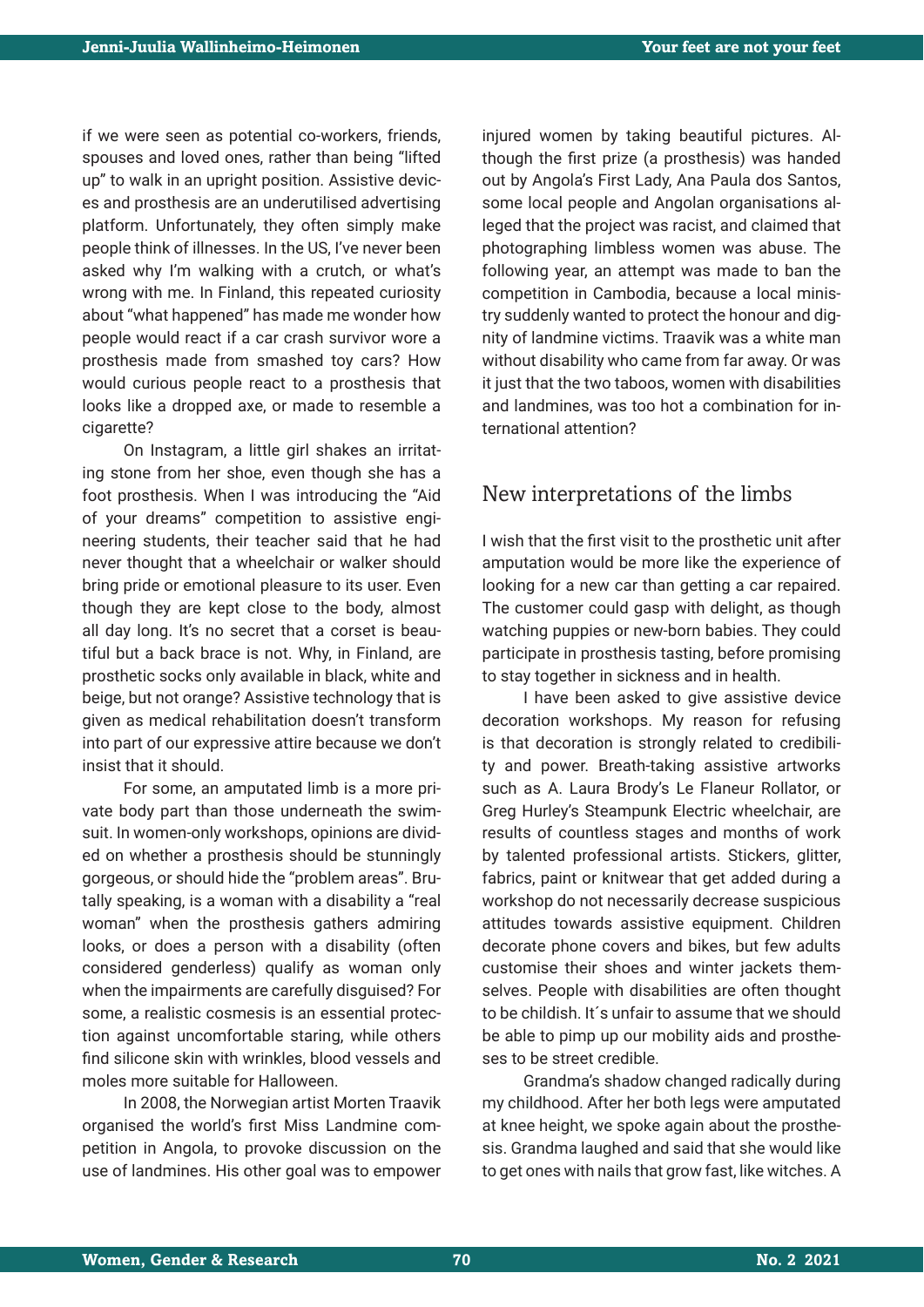if we were seen as potential co-workers, friends, spouses and loved ones, rather than being "lifted up" to walk in an upright position. Assistive devices and prosthesis are an underutilised advertising platform. Unfortunately, they often simply make people think of illnesses. In the US, I've never been asked why I'm walking with a crutch, or what's wrong with me. In Finland, this repeated curiosity about "what happened" has made me wonder how people would react if a car crash survivor wore a prosthesis made from smashed toy cars? How would curious people react to a prosthesis that looks like a dropped axe, or made to resemble a cigarette?

On Instagram, a little girl shakes an irritating stone from her shoe, even though she has a foot prosthesis. When I was introducing the "Aid of your dreams" competition to assistive engineering students, their teacher said that he had never thought that a wheelchair or walker should bring pride or emotional pleasure to its user. Even though they are kept close to the body, almost all day long. It's no secret that a corset is beautiful but a back brace is not. Why, in Finland, are prosthetic socks only available in black, white and beige, but not orange? Assistive technology that is given as medical rehabilitation doesn't transform into part of our expressive attire because we don't insist that it should.

For some, an amputated limb is a more private body part than those underneath the swimsuit. In women-only workshops, opinions are divided on whether a prosthesis should be stunningly gorgeous, or should hide the "problem areas". Brutally speaking, is a woman with a disability a "real woman" when the prosthesis gathers admiring looks, or does a person with a disability (often considered genderless) qualify as woman only when the impairments are carefully disguised? For some, a realistic cosmesis is an essential protection against uncomfortable staring, while others find silicone skin with wrinkles, blood vessels and moles more suitable for Halloween.

In 2008, the Norwegian artist Morten Traavik organised the world's first Miss Landmine competition in Angola, to provoke discussion on the use of landmines. His other goal was to empower injured women by taking beautiful pictures. Although the first prize (a prosthesis) was handed out by Angola's First Lady, Ana Paula dos Santos, some local people and Angolan organisations alleged that the project was racist, and claimed that photographing limbless women was abuse. The following year, an attempt was made to ban the competition in Cambodia, because a local ministry suddenly wanted to protect the honour and dignity of landmine victims. Traavik was a white man without disability who came from far away. Or was it just that the two taboos, women with disabilities and landmines, was too hot a combination for international attention?

## New interpretations of the limbs

I wish that the first visit to the prosthetic unit after amputation would be more like the experience of looking for a new car than getting a car repaired. The customer could gasp with delight, as though watching puppies or new-born babies. They could participate in prosthesis tasting, before promising to stay together in sickness and in health.

I have been asked to give assistive device decoration workshops. My reason for refusing is that decoration is strongly related to credibility and power. Breath-taking assistive artworks such as A. Laura Brody's Le Flaneur Rollator, or Greg Hurley's Steampunk Electric wheelchair, are results of countless stages and months of work by talented professional artists. Stickers, glitter, fabrics, paint or knitwear that get added during a workshop do not necessarily decrease suspicious attitudes towards assistive equipment. Children decorate phone covers and bikes, but few adults customise their shoes and winter jackets themselves. People with disabilities are often thought to be childish. It´s unfair to assume that we should be able to pimp up our mobility aids and prostheses to be street credible.

Grandma's shadow changed radically during my childhood. After her both legs were amputated at knee height, we spoke again about the prosthesis. Grandma laughed and said that she would like to get ones with nails that grow fast, like witches. A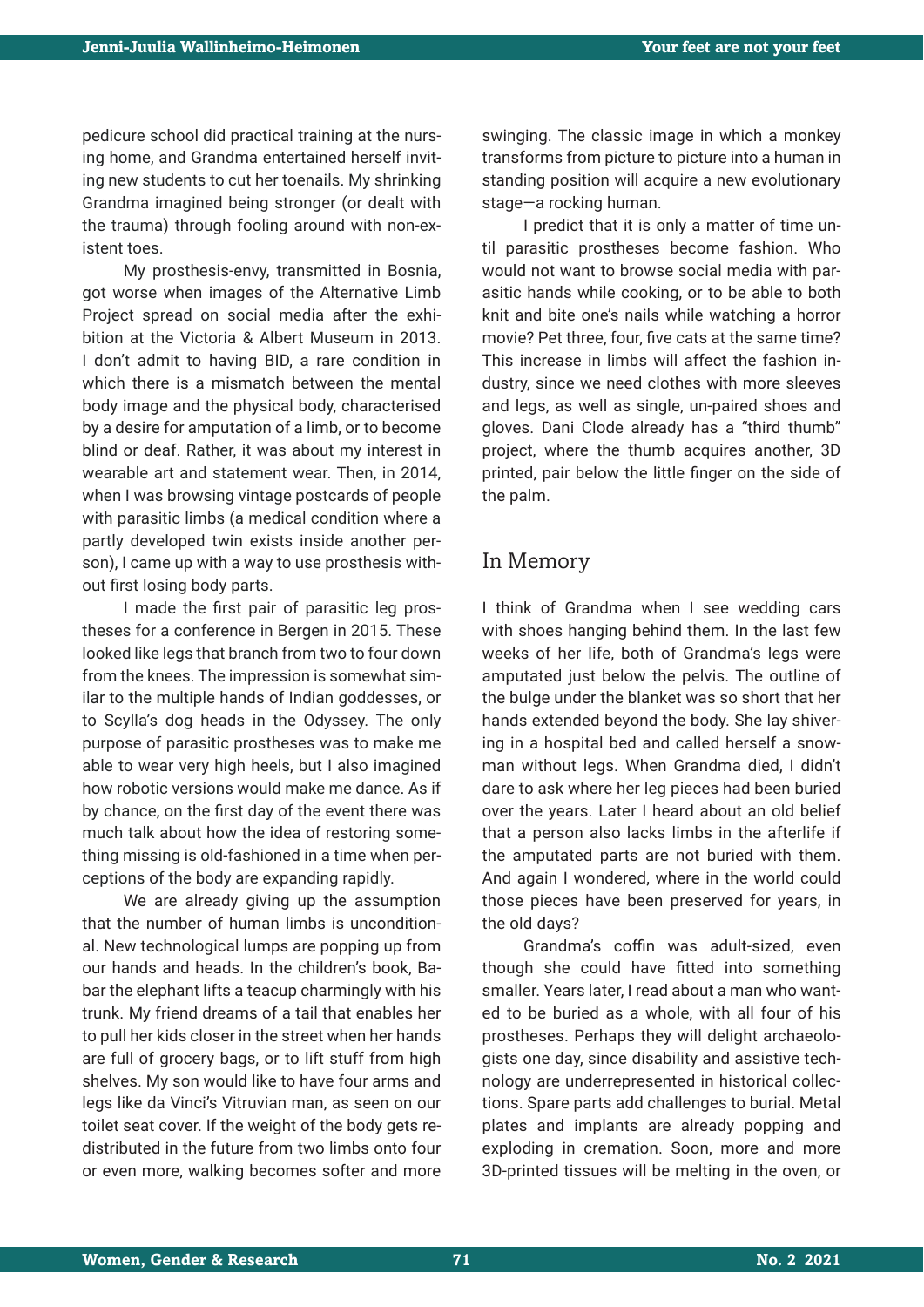pedicure school did practical training at the nursing home, and Grandma entertained herself inviting new students to cut her toenails. My shrinking Grandma imagined being stronger (or dealt with the trauma) through fooling around with non-existent toes.

My prosthesis-envy, transmitted in Bosnia, got worse when images of the Alternative Limb Project spread on social media after the exhibition at the Victoria & Albert Museum in 2013. I don't admit to having BID, a rare condition in which there is a mismatch between the mental body image and the physical body, characterised by a desire for amputation of a limb, or to become blind or deaf. Rather, it was about my interest in wearable art and statement wear. Then, in 2014, when I was browsing vintage postcards of people with parasitic limbs (a medical condition where a partly developed twin exists inside another person), I came up with a way to use prosthesis without first losing body parts.

I made the first pair of parasitic leg prostheses for a conference in Bergen in 2015. These looked like legs that branch from two to four down from the knees. The impression is somewhat similar to the multiple hands of Indian goddesses, or to Scylla's dog heads in the Odyssey. The only purpose of parasitic prostheses was to make me able to wear very high heels, but I also imagined how robotic versions would make me dance. As if by chance, on the first day of the event there was much talk about how the idea of restoring something missing is old-fashioned in a time when perceptions of the body are expanding rapidly.

We are already giving up the assumption that the number of human limbs is unconditional. New technological lumps are popping up from our hands and heads. In the children's book, Babar the elephant lifts a teacup charmingly with his trunk. My friend dreams of a tail that enables her to pull her kids closer in the street when her hands are full of grocery bags, or to lift stuff from high shelves. My son would like to have four arms and legs like da Vinci's Vitruvian man, as seen on our toilet seat cover. If the weight of the body gets redistributed in the future from two limbs onto four or even more, walking becomes softer and more swinging. The classic image in which a monkey transforms from picture to picture into a human in standing position will acquire a new evolutionary stage—a rocking human.

I predict that it is only a matter of time until parasitic prostheses become fashion. Who would not want to browse social media with parasitic hands while cooking, or to be able to both knit and bite one's nails while watching a horror movie? Pet three, four, five cats at the same time? This increase in limbs will affect the fashion industry, since we need clothes with more sleeves and legs, as well as single, un-paired shoes and gloves. Dani Clode already has a "third thumb" project, where the thumb acquires another, 3D printed, pair below the little finger on the side of the palm.

## In Memory

I think of Grandma when I see wedding cars with shoes hanging behind them. In the last few weeks of her life, both of Grandma's legs were amputated just below the pelvis. The outline of the bulge under the blanket was so short that her hands extended beyond the body. She lay shivering in a hospital bed and called herself a snowman without legs. When Grandma died, I didn't dare to ask where her leg pieces had been buried over the years. Later I heard about an old belief that a person also lacks limbs in the afterlife if the amputated parts are not buried with them. And again I wondered, where in the world could those pieces have been preserved for years, in the old days?

Grandma's coffin was adult-sized, even though she could have fitted into something smaller. Years later, I read about a man who wanted to be buried as a whole, with all four of his prostheses. Perhaps they will delight archaeologists one day, since disability and assistive technology are underrepresented in historical collections. Spare parts add challenges to burial. Metal plates and implants are already popping and exploding in cremation. Soon, more and more 3D-printed tissues will be melting in the oven, or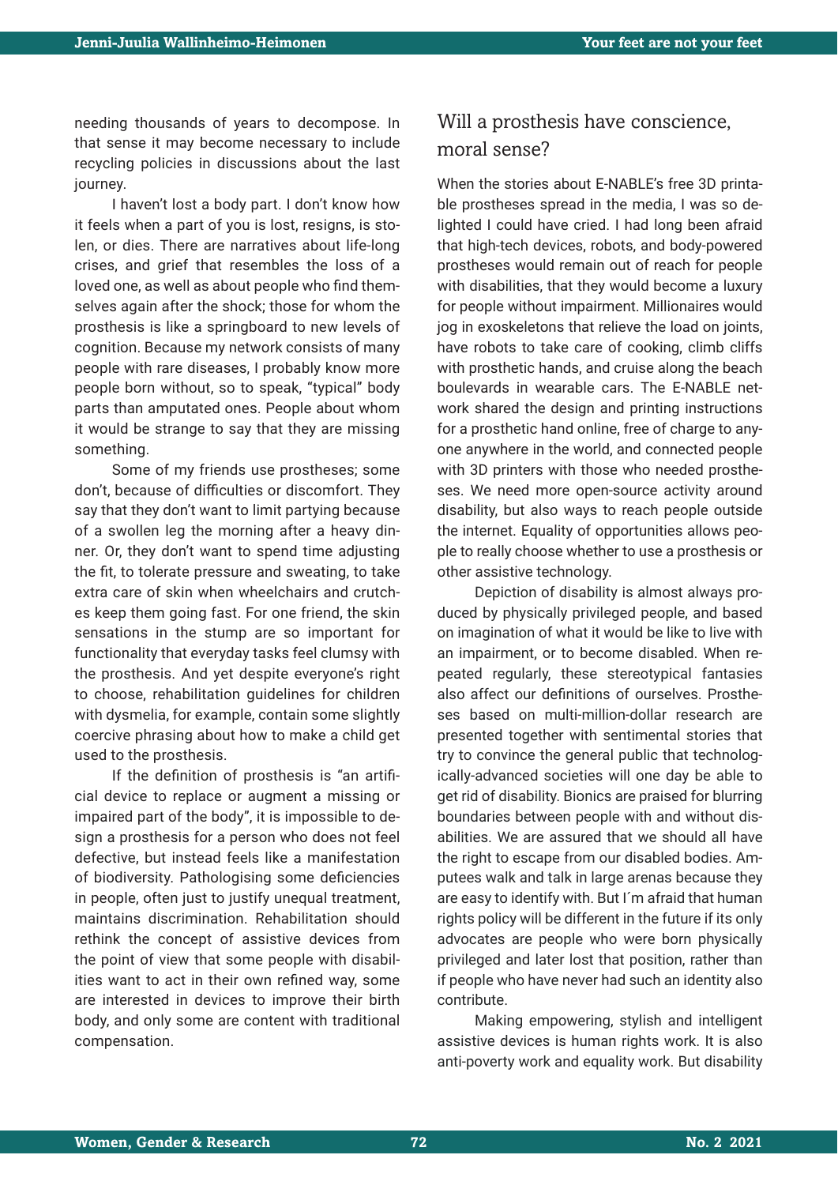needing thousands of years to decompose. In that sense it may become necessary to include recycling policies in discussions about the last journey.

I haven't lost a body part. I don't know how it feels when a part of you is lost, resigns, is stolen, or dies. There are narratives about life-long crises, and grief that resembles the loss of a loved one, as well as about people who find themselves again after the shock; those for whom the prosthesis is like a springboard to new levels of cognition. Because my network consists of many people with rare diseases, I probably know more people born without, so to speak, "typical" body parts than amputated ones. People about whom it would be strange to say that they are missing something.

Some of my friends use prostheses; some don't, because of difficulties or discomfort. They say that they don't want to limit partying because of a swollen leg the morning after a heavy dinner. Or, they don't want to spend time adjusting the fit, to tolerate pressure and sweating, to take extra care of skin when wheelchairs and crutches keep them going fast. For one friend, the skin sensations in the stump are so important for functionality that everyday tasks feel clumsy with the prosthesis. And yet despite everyone's right to choose, rehabilitation guidelines for children with dysmelia, for example, contain some slightly coercive phrasing about how to make a child get used to the prosthesis.

If the definition of prosthesis is "an artificial device to replace or augment a missing or impaired part of the body", it is impossible to design a prosthesis for a person who does not feel defective, but instead feels like a manifestation of biodiversity. Pathologising some deficiencies in people, often just to justify unequal treatment, maintains discrimination. Rehabilitation should rethink the concept of assistive devices from the point of view that some people with disabilities want to act in their own refined way, some are interested in devices to improve their birth body, and only some are content with traditional compensation.

## Will a prosthesis have conscience, moral sense?

When the stories about E-NABLE's free 3D printable prostheses spread in the media, I was so delighted I could have cried. I had long been afraid that high-tech devices, robots, and body-powered prostheses would remain out of reach for people with disabilities, that they would become a luxury for people without impairment. Millionaires would jog in exoskeletons that relieve the load on joints, have robots to take care of cooking, climb cliffs with prosthetic hands, and cruise along the beach boulevards in wearable cars. The E-NABLE network shared the design and printing instructions for a prosthetic hand online, free of charge to anyone anywhere in the world, and connected people with 3D printers with those who needed prostheses. We need more open-source activity around disability, but also ways to reach people outside the internet. Equality of opportunities allows people to really choose whether to use a prosthesis or other assistive technology.

Depiction of disability is almost always produced by physically privileged people, and based on imagination of what it would be like to live with an impairment, or to become disabled. When repeated regularly, these stereotypical fantasies also affect our definitions of ourselves. Prostheses based on multi-million-dollar research are presented together with sentimental stories that try to convince the general public that technologically-advanced societies will one day be able to get rid of disability. Bionics are praised for blurring boundaries between people with and without disabilities. We are assured that we should all have the right to escape from our disabled bodies. Amputees walk and talk in large arenas because they are easy to identify with. But I´m afraid that human rights policy will be different in the future if its only advocates are people who were born physically privileged and later lost that position, rather than if people who have never had such an identity also contribute.

Making empowering, stylish and intelligent assistive devices is human rights work. It is also anti-poverty work and equality work. But disability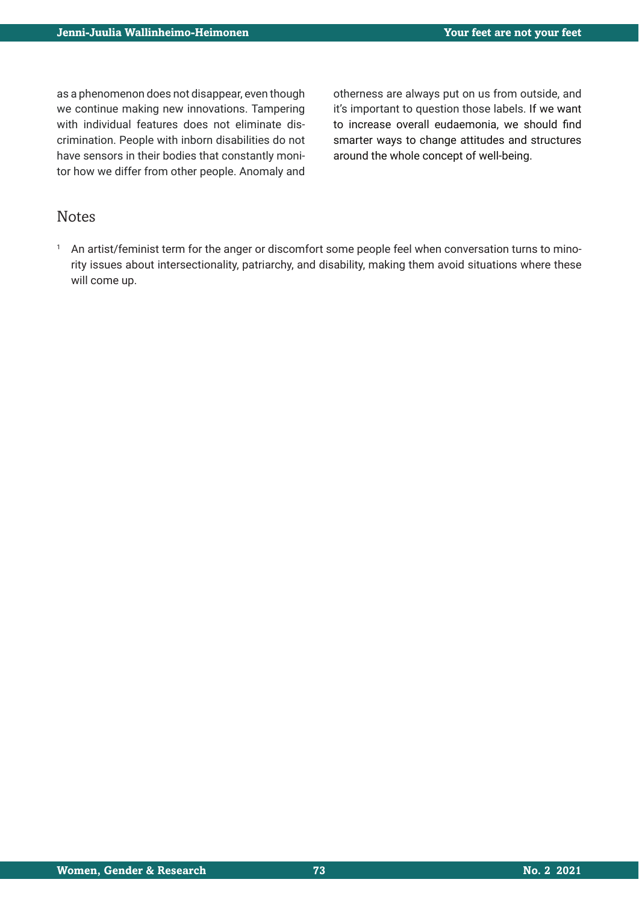as a phenomenon does not disappear, even though we continue making new innovations. Tampering with individual features does not eliminate discrimination. People with inborn disabilities do not have sensors in their bodies that constantly monitor how we differ from other people. Anomaly and otherness are always put on us from outside, and it's important to question those labels. If we want to increase overall eudaemonia, we should find smarter ways to change attitudes and structures around the whole concept of well-being.

## Notes

[1] An artist/feminist term for the anger or discomfort some people feel when conversation turns to minority issues about intersectionality, patriarchy, and disability, making them avoid situations where these will come up.